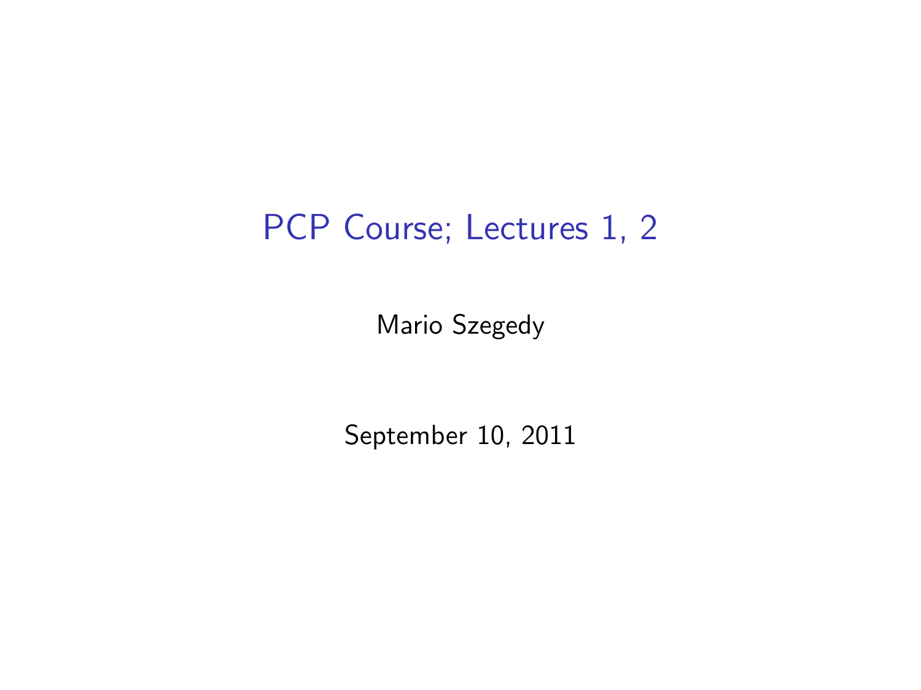# PCP Course; Lectures 1, 2

Mario Szegedy

September 10, 2011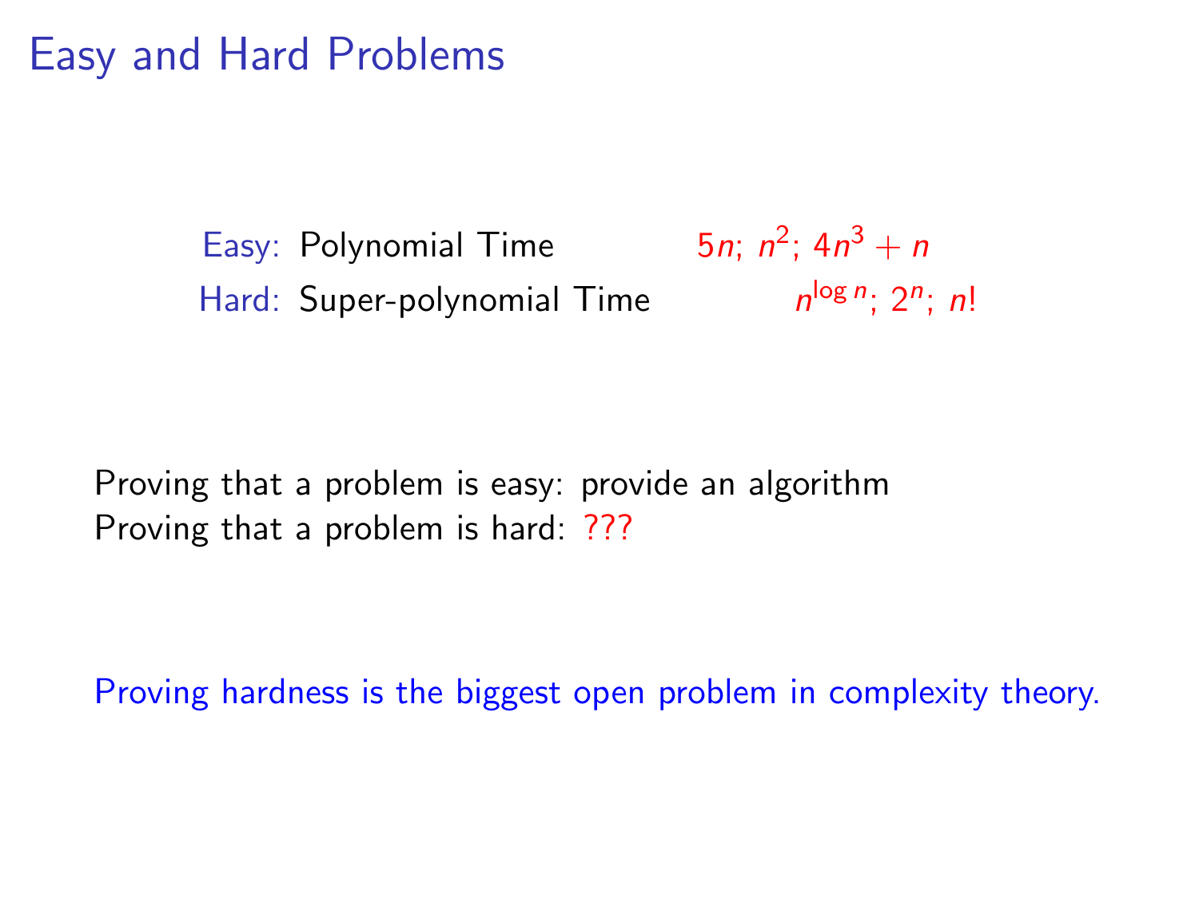# Easy and Hard Problems

| | | |
|---|---|---|
| Easy: | Polynomial Time | $5n$; $n^2$; $4n^3 + n$ |
| Hard: | Super-polynomial Time | $n^{\log n}$; $2^n$; $n!$ |

Proving that a problem is easy: provide an algorithm
Proving that a problem is hard: ???

Proving hardness is the biggest open problem in complexity theory.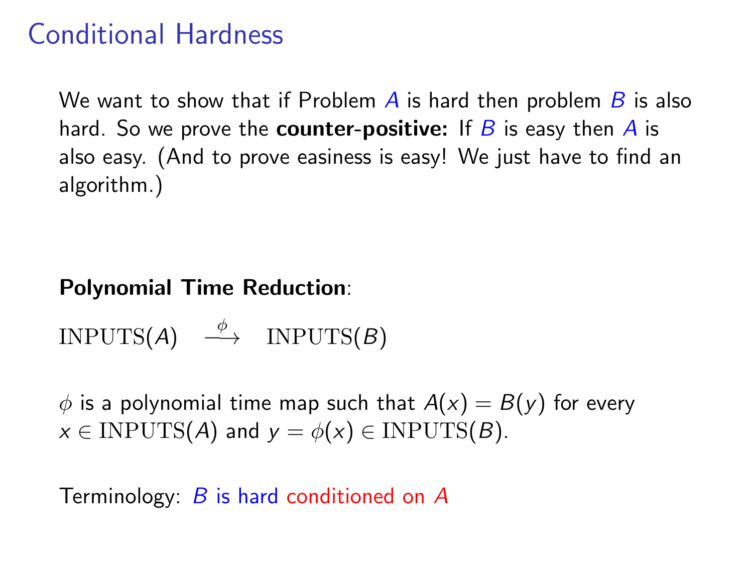# Conditional Hardness

We want to show that if Problem $A$ is hard then problem $B$ is also hard. So we prove the **counter-positive:** If $B$ is easy then $A$ is also easy. (And to prove easiness is easy! We just have to find an algorithm.)

**Polynomial Time Reduction**:

$$\text{INPUTS}(A) \quad \xrightarrow{\phi} \quad \text{INPUTS}(B)$$

$\phi$ is a polynomial time map such that $A(x) = B(y)$ for every $x \in \text{INPUTS}(A)$ and $y = \phi(x) \in \text{INPUTS}(B)$.

Terminology: $B$ is hard conditioned on $A$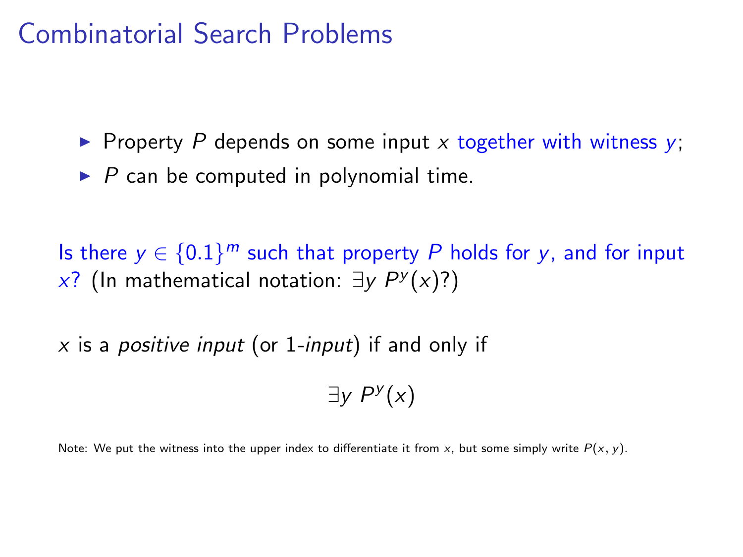# Combinatorial Search Problems

- Property $P$ depends on some input $x$ together with witness $y$;
- $P$ can be computed in polynomial time.

Is there $y \in \{0.1\}^m$ such that property $P$ holds for $y$, and for input $x$? (In mathematical notation: $\exists y \; P^y(x)$?)

$x$ is a *positive input* (or 1-*input*) if and only if

$$\exists y \; P^y(x)$$

Note: We put the witness into the upper index to differentiate it from $x$, but some simply write $P(x, y)$.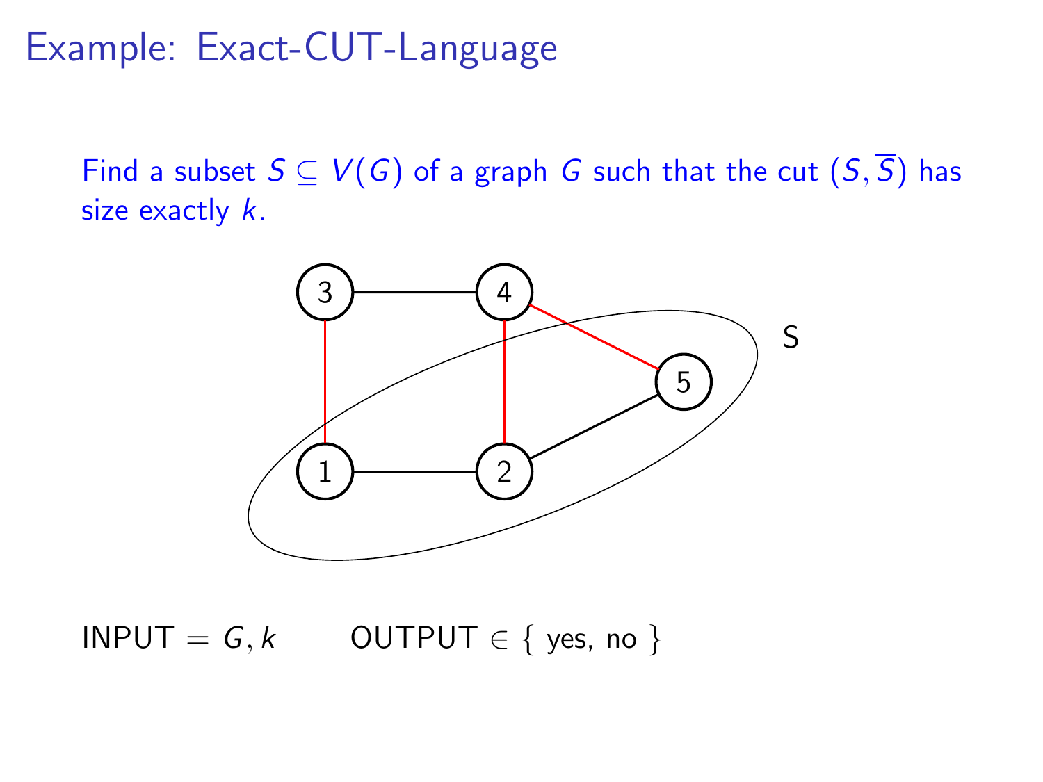# Example: Exact-CUT-Language

Find a subset $S \subseteq V(G)$ of a graph $G$ such that the cut $(S, \overline{S})$ has size exactly $k$.

INPUT $= G, k$ OUTPUT $\in$ { yes, no }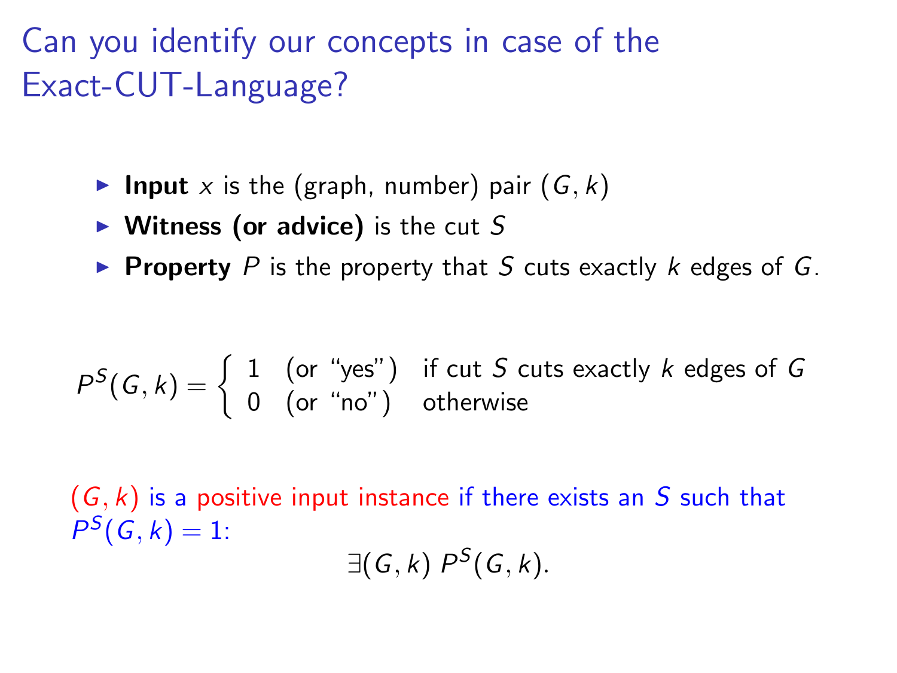# Can you identify our concepts in case of the Exact-CUT-Language?

- **Input** $x$ is the (graph, number) pair $(G, k)$
- **Witness (or advice)** is the cut $S$
- **Property** $P$ is the property that $S$ cuts exactly $k$ edges of $G$.

$$P^S(G,k) = \begin{cases} 1 \quad \text{(or "yes")} & \text{if cut } S \text{ cuts exactly } k \text{ edges of } G \\ 0 \quad \text{(or "no")} & \text{otherwise} \end{cases}$$

$(G, k)$ is a positive input instance if there exists an $S$ such that $P^S(G, k) = 1$:

$$\exists (G,k)\ P^S(G,k).$$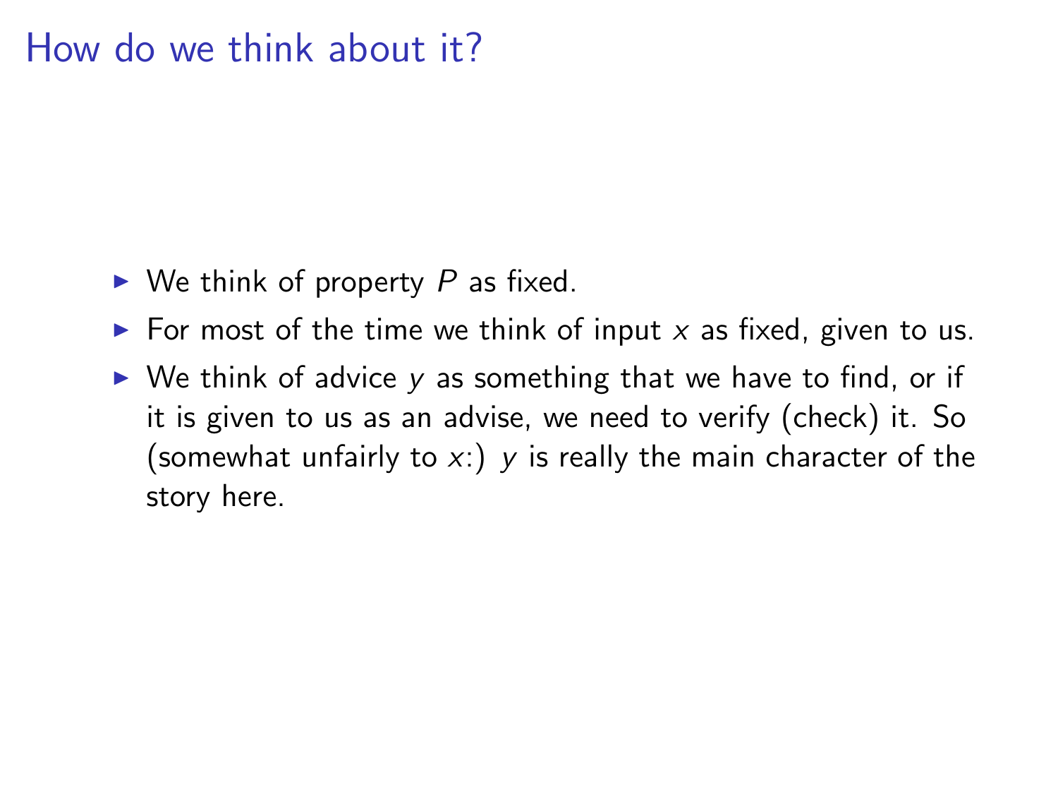# How do we think about it?

- We think of property $P$ as fixed.
- For most of the time we think of input $x$ as fixed, given to us.
- We think of advice $y$ as something that we have to find, or if it is given to us as an advise, we need to verify (check) it. So (somewhat unfairly to $x$:) $y$ is really the main character of the story here.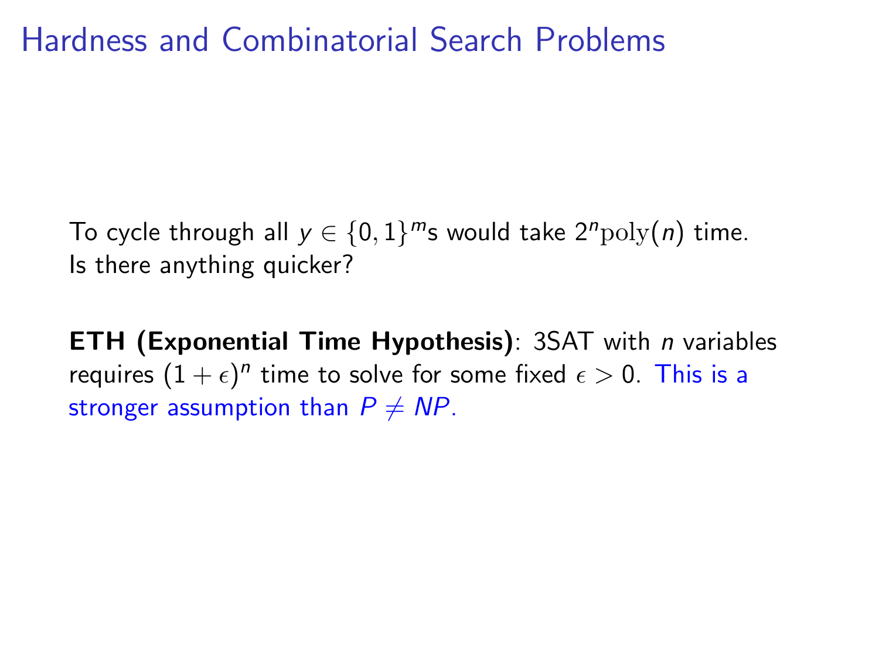# Hardness and Combinatorial Search Problems

To cycle through all $y \in \{0,1\}^m$s would take $2^n \mathrm{poly}(n)$ time.
Is there anything quicker?

**ETH (Exponential Time Hypothesis)**: 3SAT with $n$ variables requires $(1+\epsilon)^n$ time to solve for some fixed $\epsilon > 0$. This is a stronger assumption than $P \neq NP$.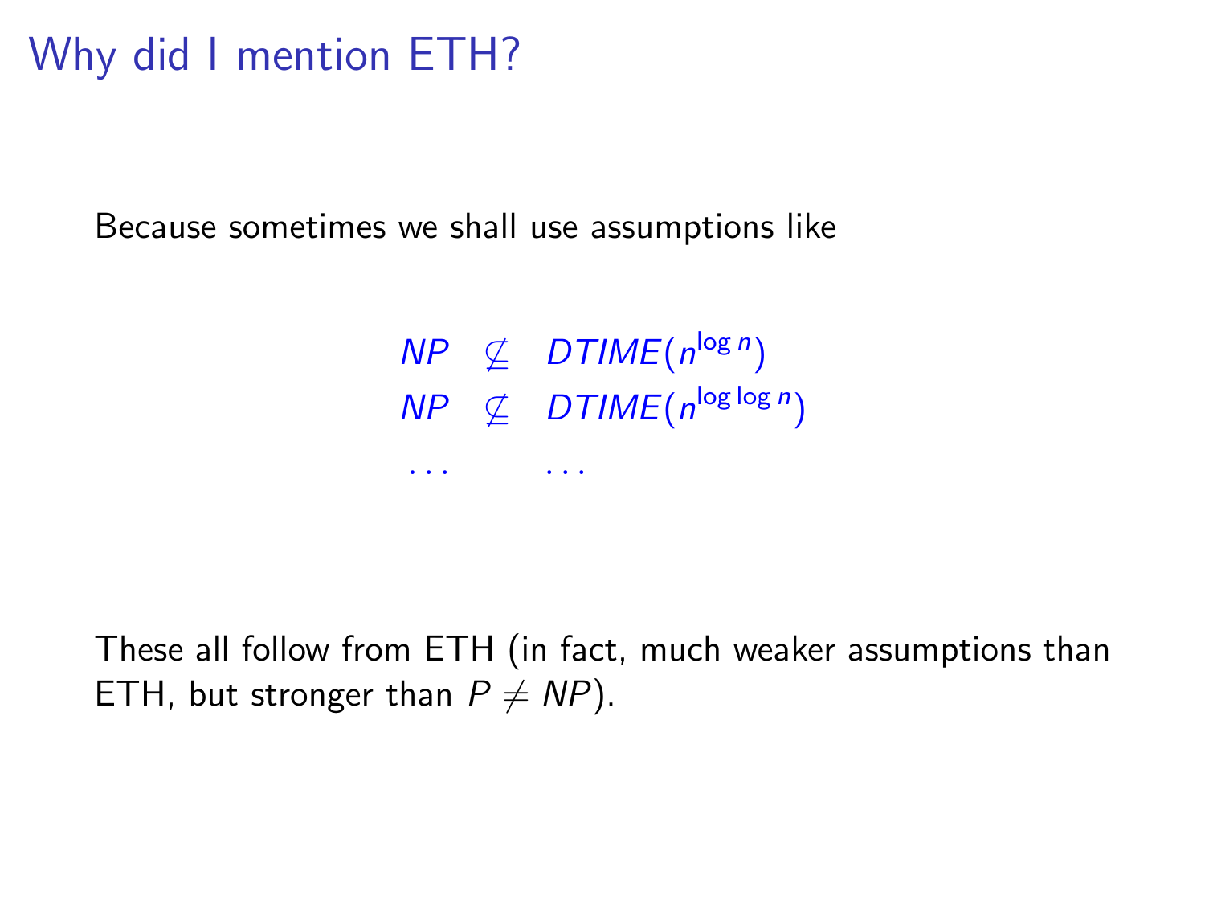# Why did I mention ETH?

Because sometimes we shall use assumptions like

$$
\begin{array}{lll}
NP & \not\subseteq & DTIME(n^{\log n}) \\
NP & \not\subseteq & DTIME(n^{\log \log n}) \\
\ldots & & \ldots
\end{array}
$$

These all follow from ETH (in fact, much weaker assumptions than ETH, but stronger than $P \neq NP$).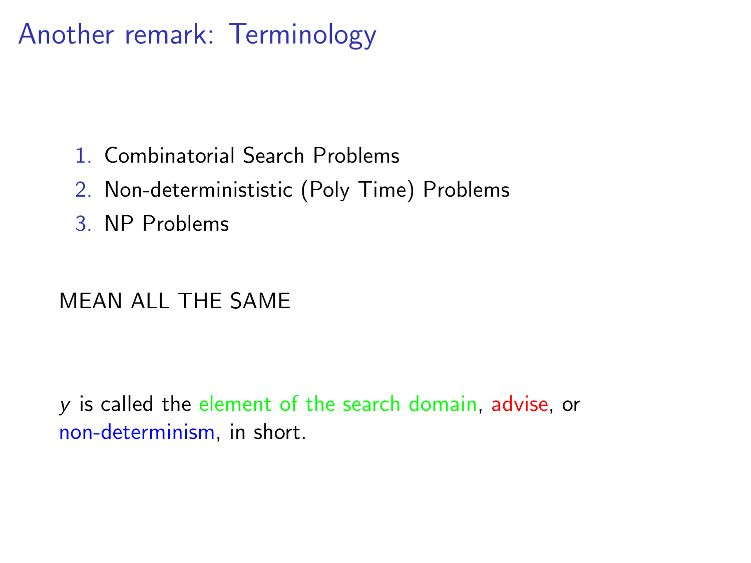# Another remark: Terminology

1. Combinatorial Search Problems
2. Non-determinististic (Poly Time) Problems
3. NP Problems

MEAN ALL THE SAME

$y$ is called the element of the search domain, advise, or non-determinism, in short.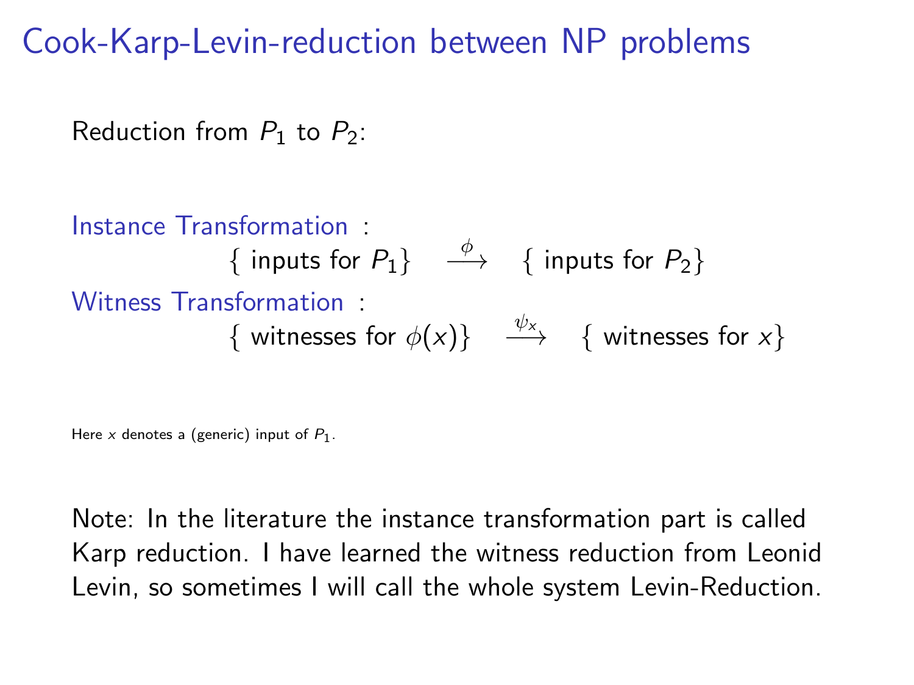# Cook-Karp-Levin-reduction between NP problems

Reduction from $P_1$ to $P_2$:

Instance Transformation :

$$\{ \text{ inputs for } P_1 \} \quad \xrightarrow{\phi} \quad \{ \text{ inputs for } P_2 \}$$

Witness Transformation :

$$\{ \text{ witnesses for } \phi(x) \} \quad \xrightarrow{\psi_x} \quad \{ \text{ witnesses for } x \}$$

Here $x$ denotes a (generic) input of $P_1$.

Note: In the literature the instance transformation part is called Karp reduction. I have learned the witness reduction from Leonid Levin, so sometimes I will call the whole system Levin-Reduction.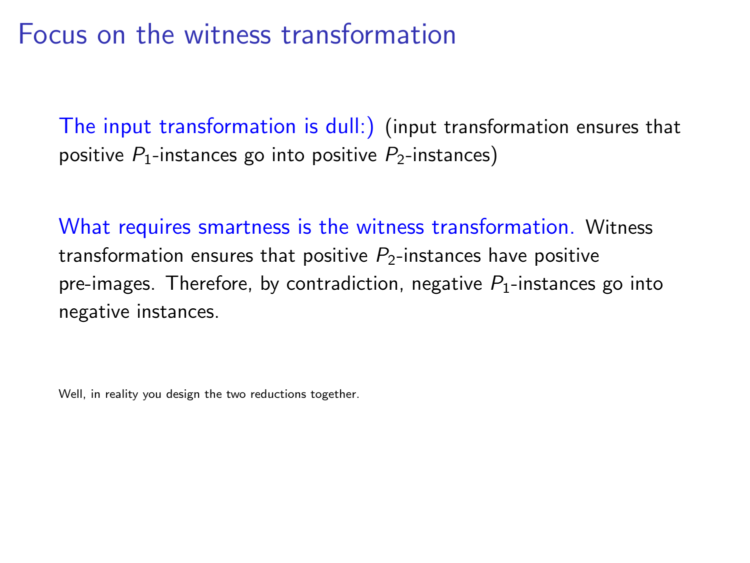# Focus on the witness transformation

The input transformation is dull:) (input transformation ensures that positive $P_1$-instances go into positive $P_2$-instances)

What requires smartness is the witness transformation. Witness transformation ensures that positive $P_2$-instances have positive pre-images. Therefore, by contradiction, negative $P_1$-instances go into negative instances.

Well, in reality you design the two reductions together.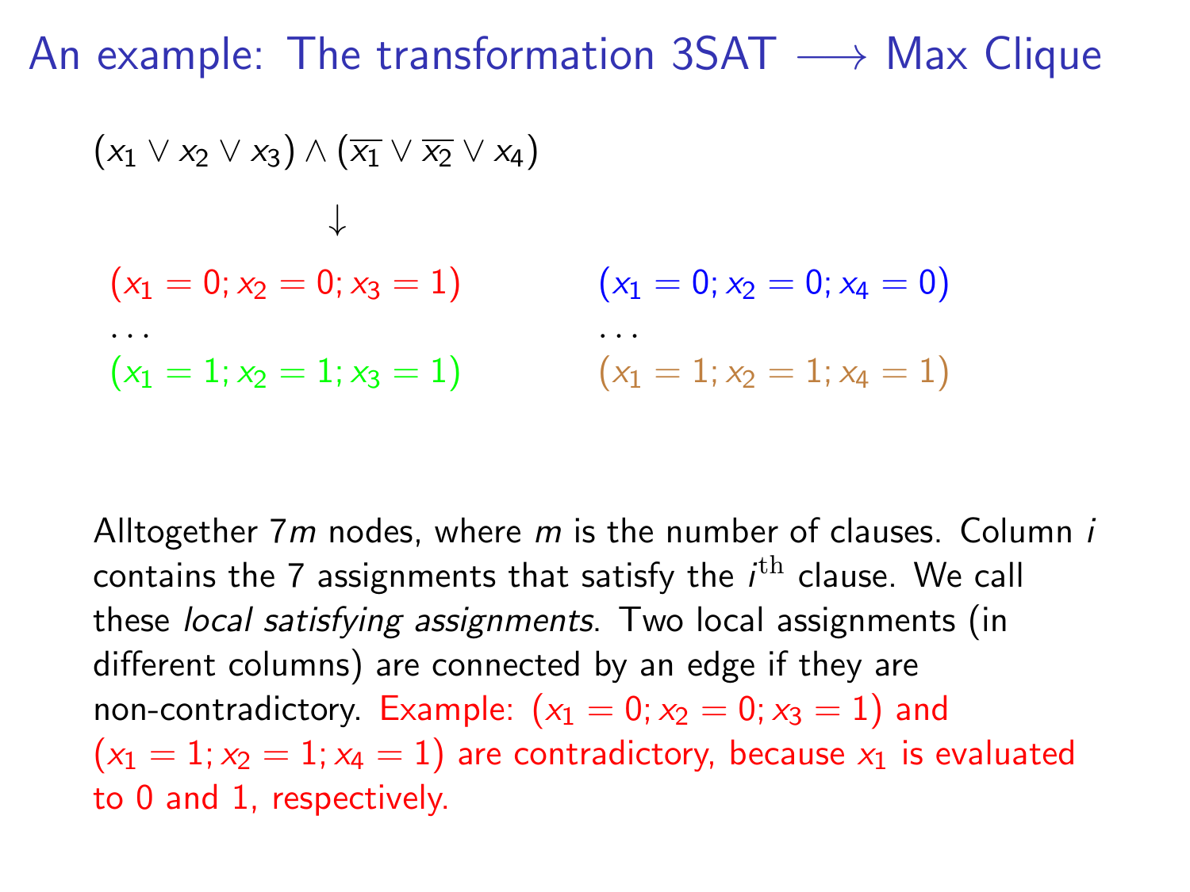# An example: The transformation 3SAT $\longrightarrow$ Max Clique

$$(x_1 \vee x_2 \vee x_3) \wedge (\overline{x_1} \vee \overline{x_2} \vee x_4)$$

$$\downarrow$$

| | |
|---|---|
| $(x_1 = 0; x_2 = 0; x_3 = 1)$ | $(x_1 = 0; x_2 = 0; x_4 = 0)$ |
| ... | ... |
| $(x_1 = 1; x_2 = 1; x_3 = 1)$ | $(x_1 = 1; x_2 = 1; x_4 = 1)$ |

Alltogether $7m$ nodes, where $m$ is the number of clauses. Column $i$ contains the 7 assignments that satisfy the $i^{\mathrm{th}}$ clause. We call these *local satisfying assignments*. Two local assignments (in different columns) are connected by an edge if they are non-contradictory. Example: $(x_1 = 0; x_2 = 0; x_3 = 1)$ and $(x_1 = 1; x_2 = 1; x_4 = 1)$ are contradictory, because $x_1$ is evaluated to 0 and 1, respectively.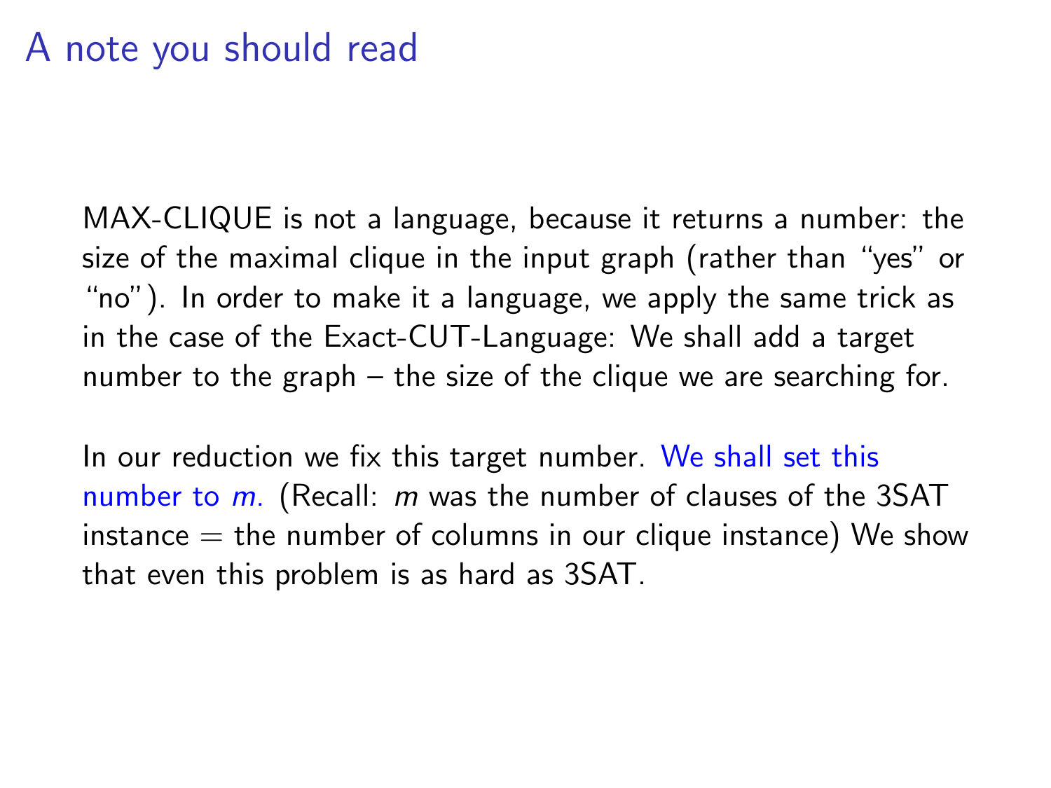# A note you should read

MAX-CLIQUE is not a language, because it returns a number: the size of the maximal clique in the input graph (rather than “yes” or “no”). In order to make it a language, we apply the same trick as in the case of the Exact-CUT-Language: We shall add a target number to the graph – the size of the clique we are searching for.

In our reduction we fix this target number. We shall set this number to $m$. (Recall: $m$ was the number of clauses of the 3SAT instance = the number of columns in our clique instance) We show that even this problem is as hard as 3SAT.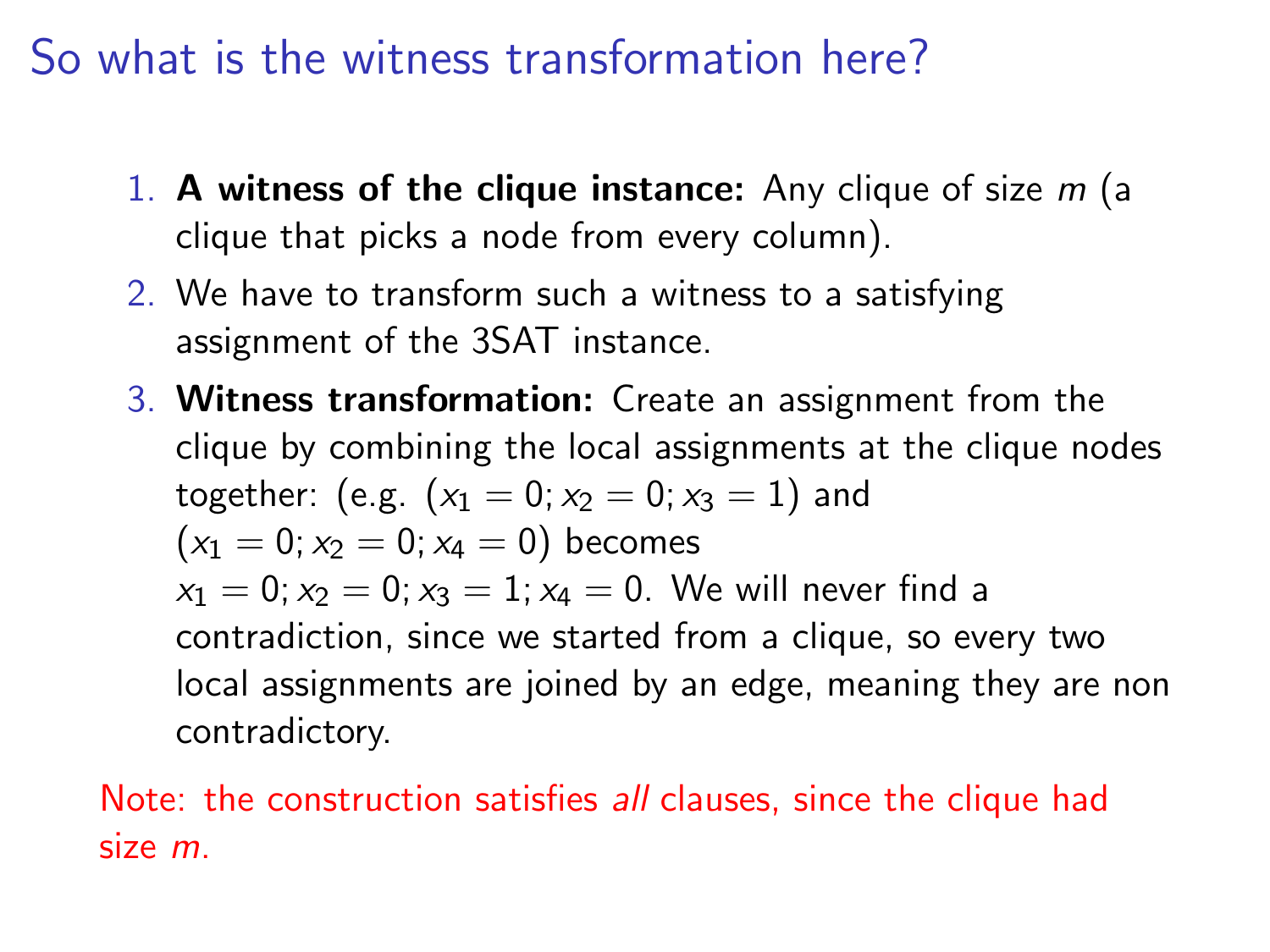# So what is the witness transformation here?

1. **A witness of the clique instance:** Any clique of size $m$ (a clique that picks a node from every column).
2. We have to transform such a witness to a satisfying assignment of the 3SAT instance.
3. **Witness transformation:** Create an assignment from the clique by combining the local assignments at the clique nodes together: (e.g. $(x_1 = 0; x_2 = 0; x_3 = 1)$ and $(x_1 = 0; x_2 = 0; x_4 = 0)$ becomes $x_1 = 0; x_2 = 0; x_3 = 1; x_4 = 0$. We will never find a contradiction, since we started from a clique, so every two local assignments are joined by an edge, meaning they are non contradictory.

Note: the construction satisfies *all* clauses, since the clique had size $m$.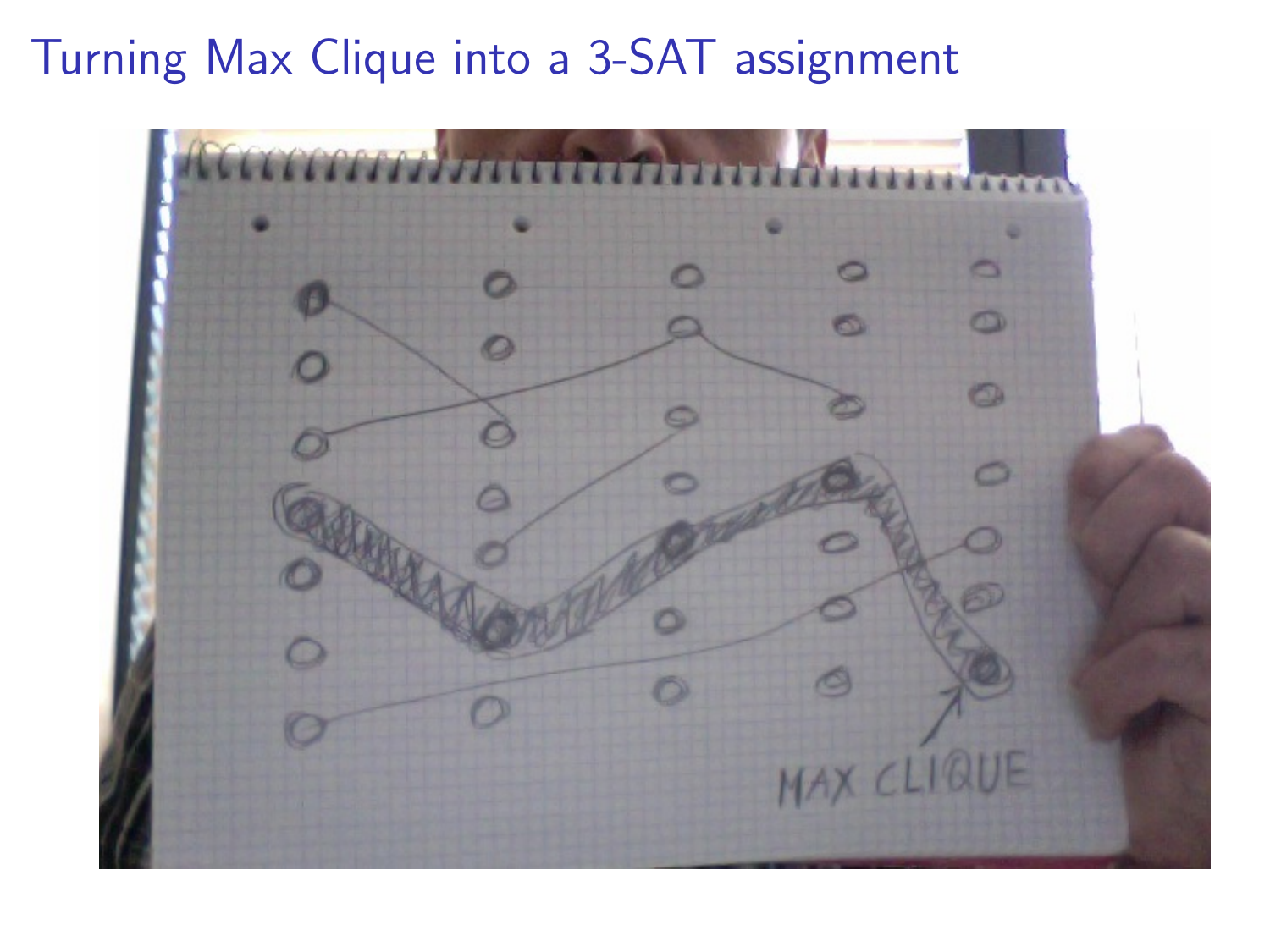# Turning Max Clique into a 3-SAT assignment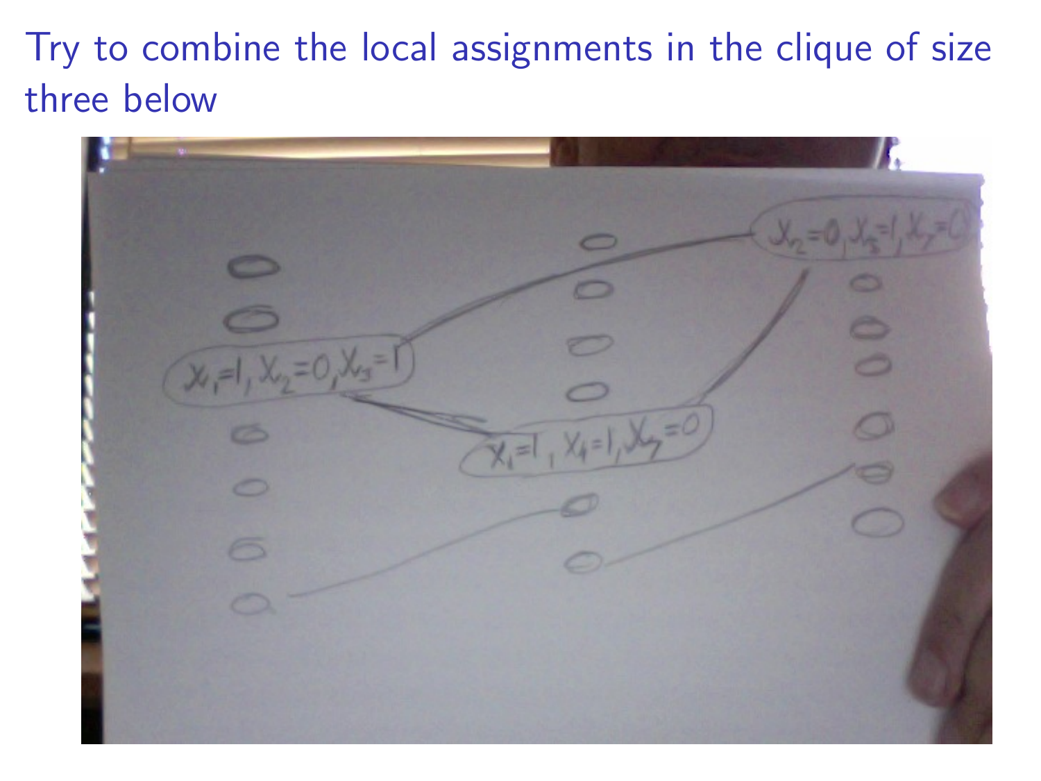## Try to combine the local assignments in the clique of size three below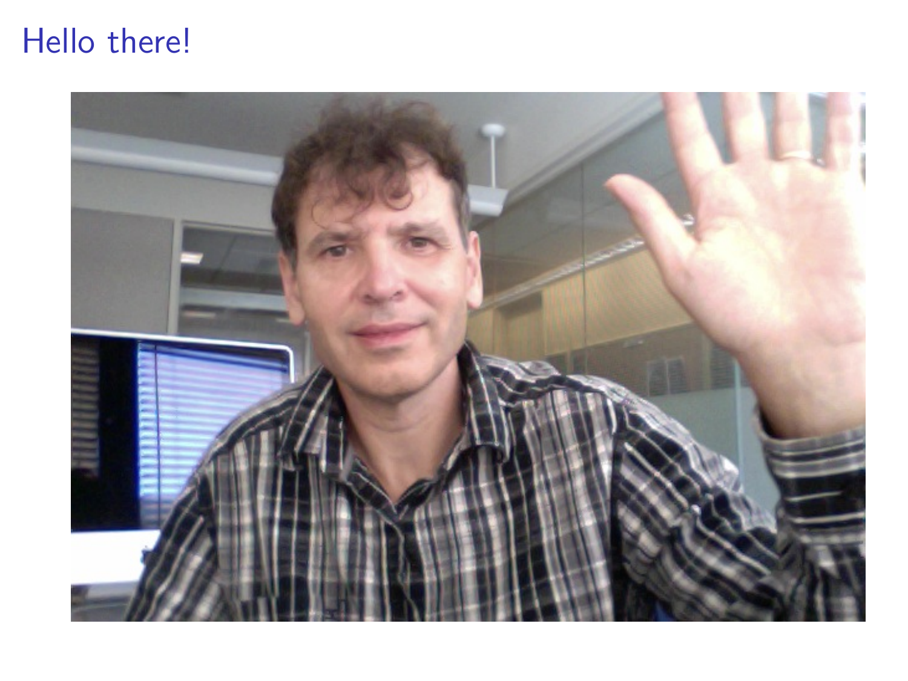# Hello there!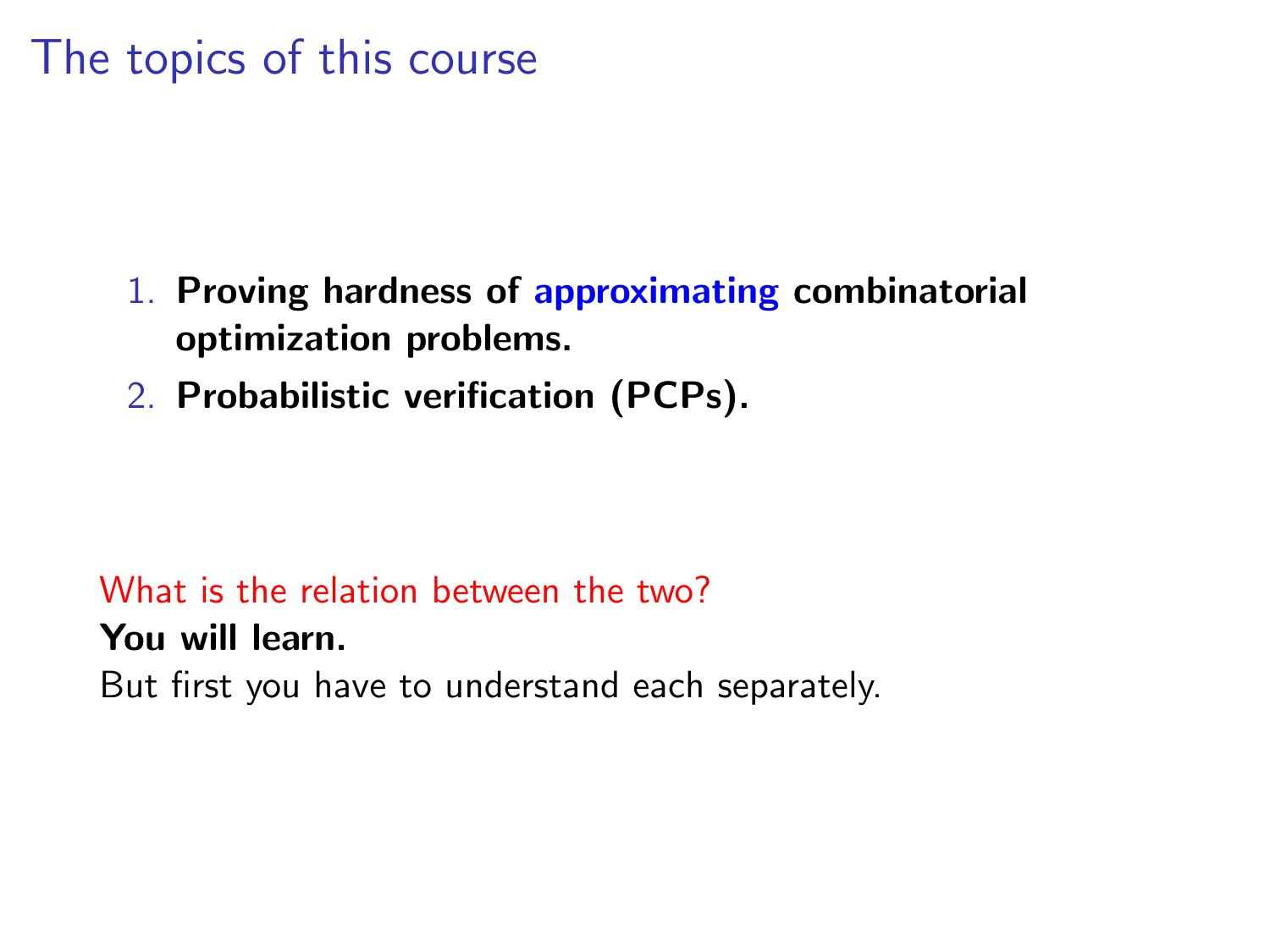# The topics of this course

1. **Proving hardness of approximating combinatorial optimization problems.**
2. **Probabilistic verification (PCPs).**

What is the relation between the two?

**You will learn.**

But first you have to understand each separately.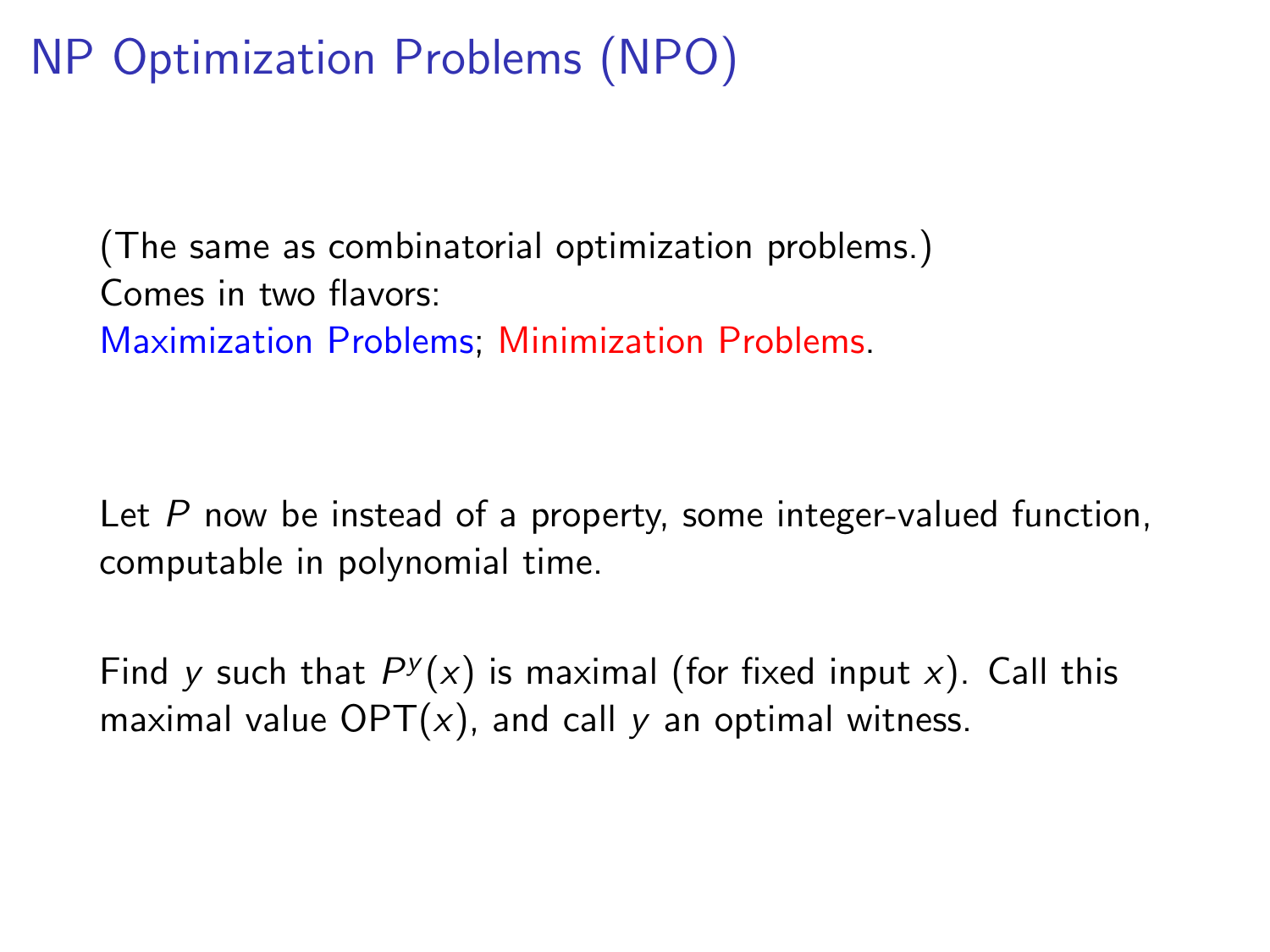# NP Optimization Problems (NPO)

(The same as combinatorial optimization problems.)
Comes in two flavors:
Maximization Problems; Minimization Problems.

Let $P$ now be instead of a property, some integer-valued function, computable in polynomial time.

Find $y$ such that $P^y(x)$ is maximal (for fixed input $x$). Call this maximal value $\mathrm{OPT}(x)$, and call $y$ an optimal witness.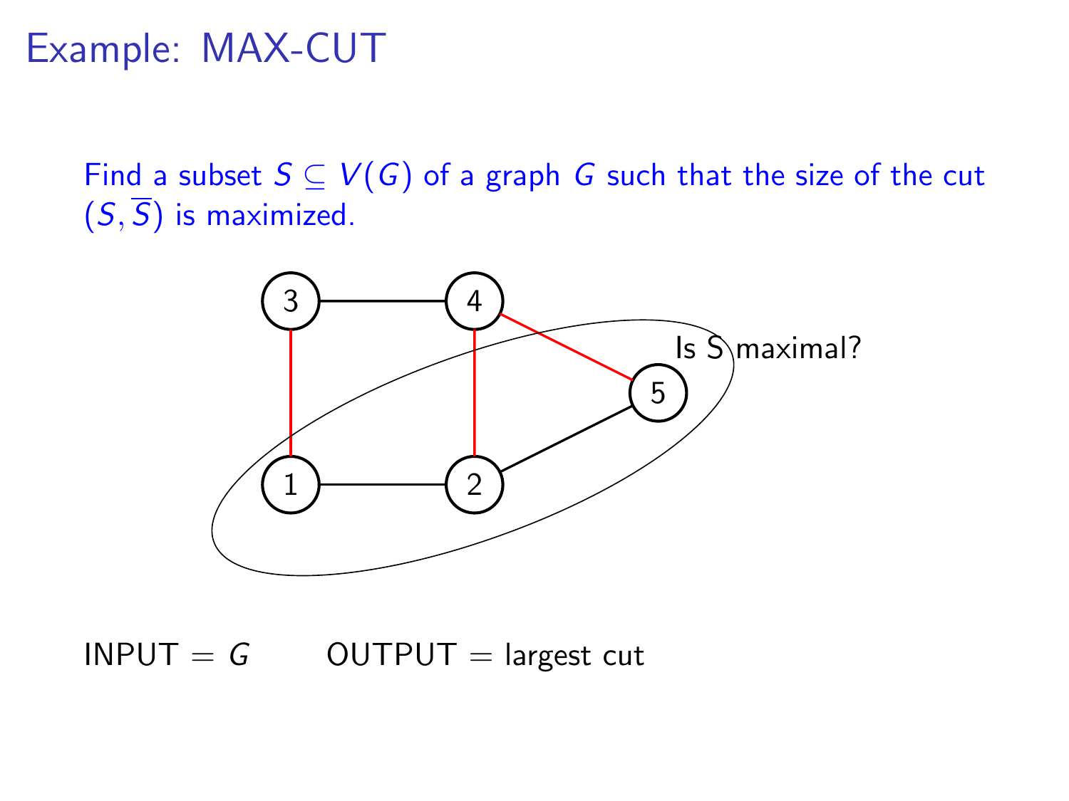# Example: MAX-CUT

Find a subset $S \subseteq V(G)$ of a graph $G$ such that the size of the cut $(S, \overline{S})$ is maximized.

Is S maximal?

INPUT $= G$ OUTPUT $=$ largest cut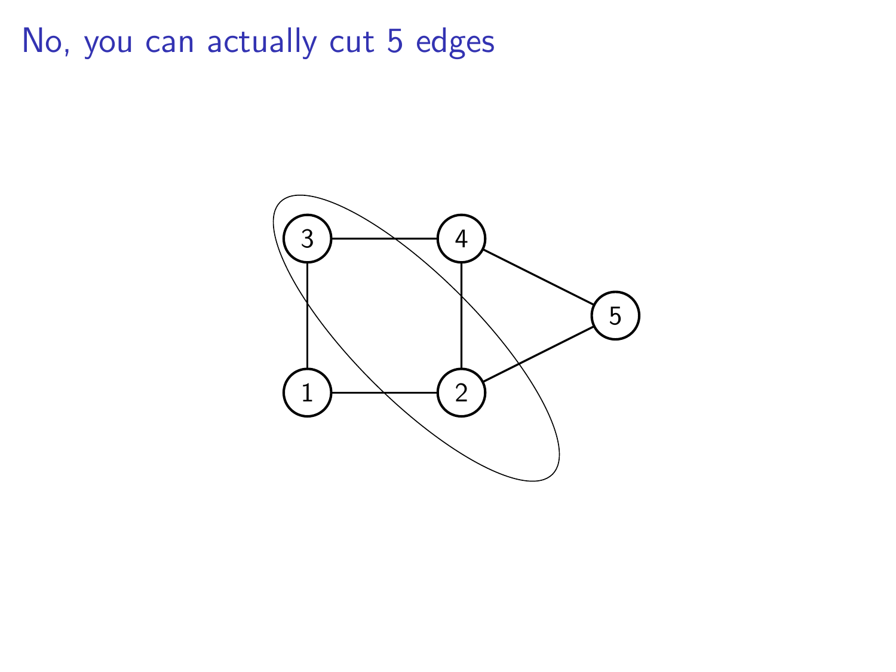# No, you can actually cut 5 edges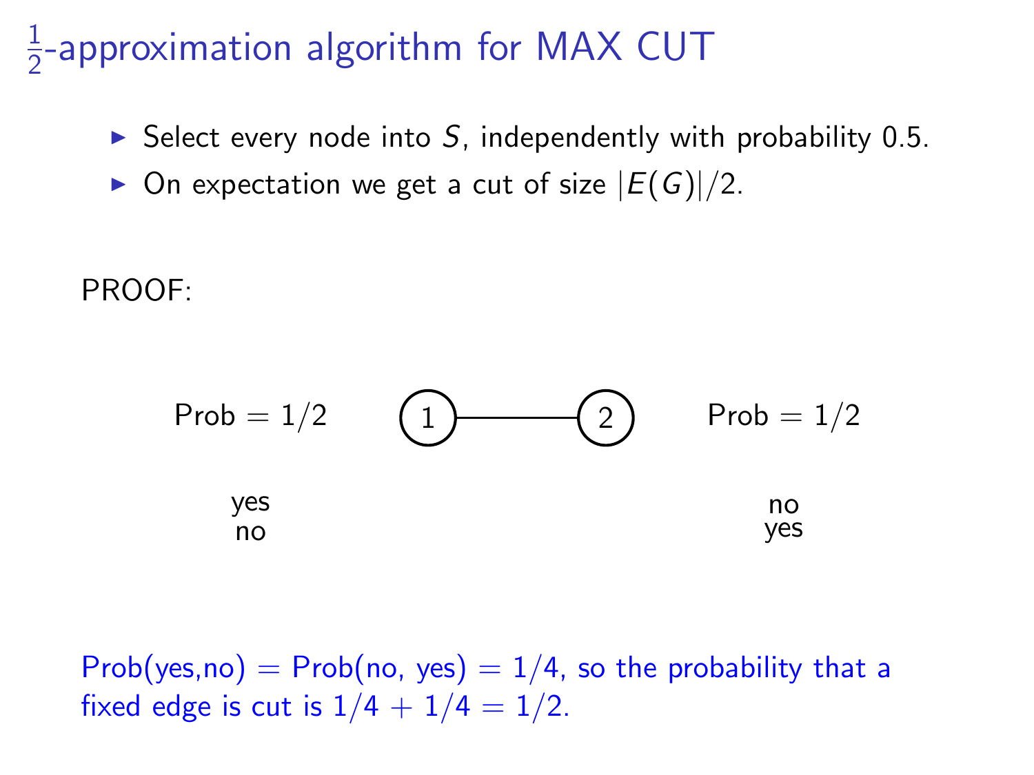# $\frac{1}{2}$-approximation algorithm for MAX CUT

- Select every node into $S$, independently with probability 0.5.
- On expectation we get a cut of size $|E(G)|/2$.

PROOF:

Prob = 1/2 (1) —— (2) Prob = 1/2

| 1 | 2 |
|---|---|
| yes | no |
| no | yes |

Prob(yes,no) = Prob(no, yes) = 1/4, so the probability that a fixed edge is cut is $1/4 + 1/4 = 1/2$.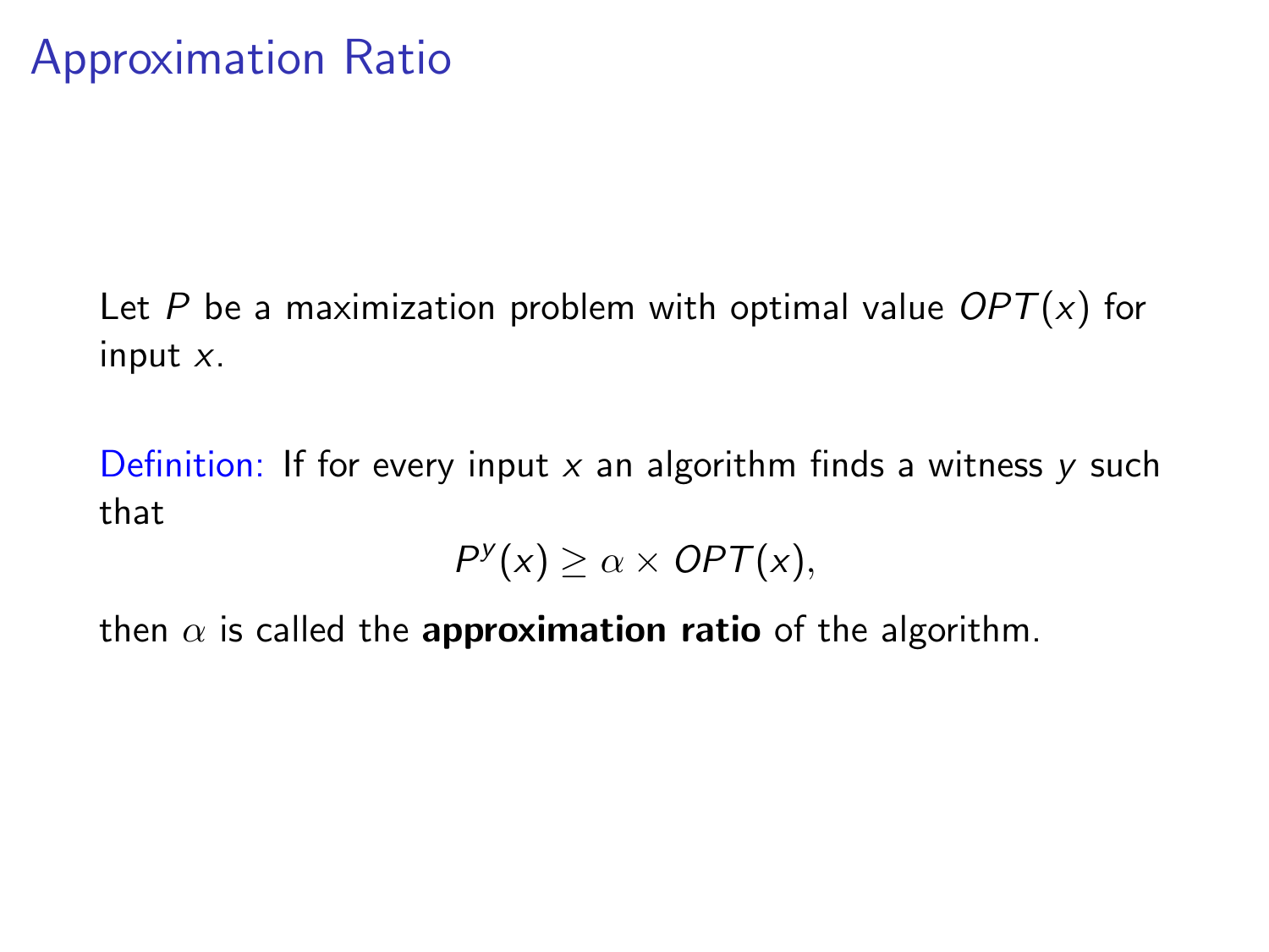# Approximation Ratio

Let $P$ be a maximization problem with optimal value $OPT(x)$ for input $x$.

Definition: If for every input $x$ an algorithm finds a witness $y$ such that

$$P^y(x) \geq \alpha \times OPT(x),$$

then $\alpha$ is called the **approximation ratio** of the algorithm.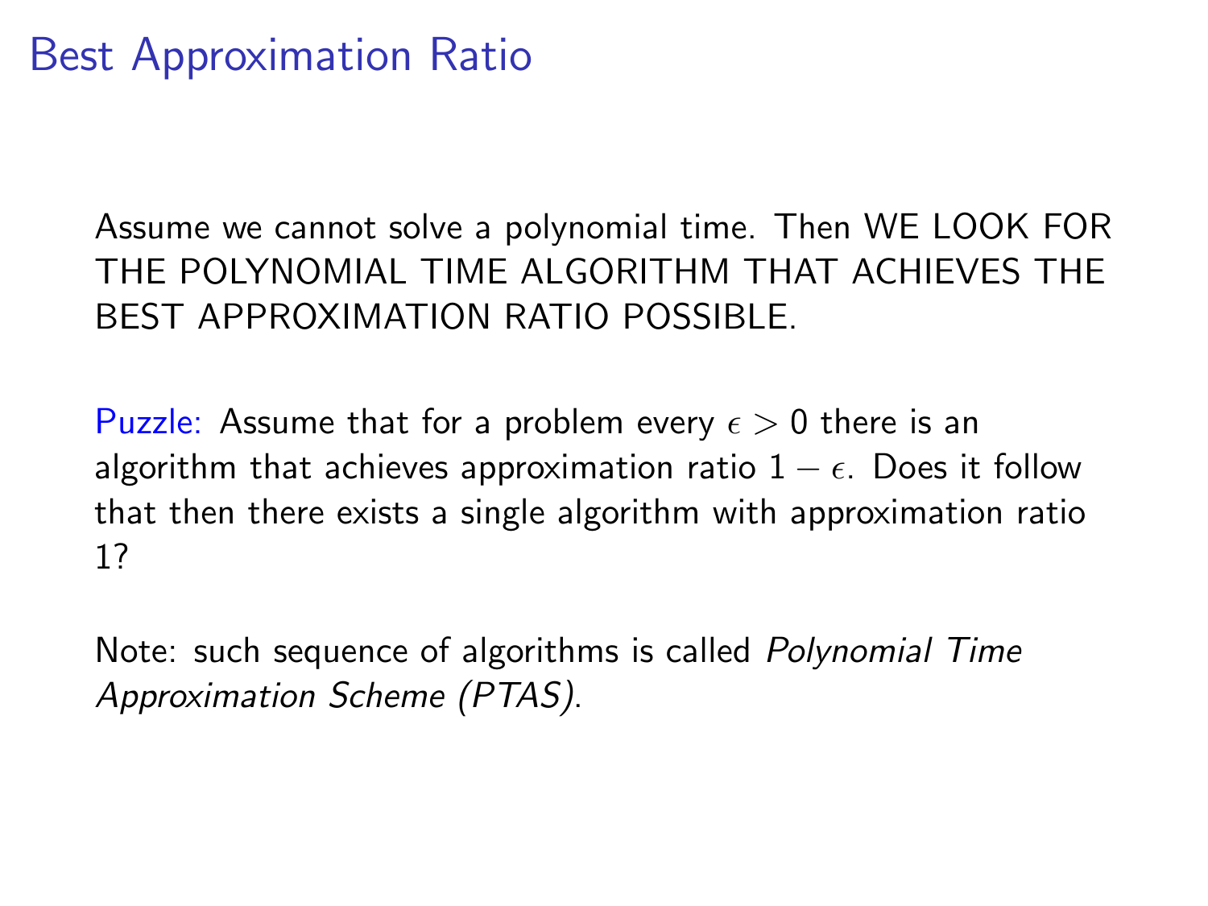# Best Approximation Ratio

Assume we cannot solve a polynomial time. Then WE LOOK FOR THE POLYNOMIAL TIME ALGORITHM THAT ACHIEVES THE BEST APPROXIMATION RATIO POSSIBLE.

Puzzle: Assume that for a problem every $\epsilon > 0$ there is an algorithm that achieves approximation ratio $1 - \epsilon$. Does it follow that then there exists a single algorithm with approximation ratio 1?

Note: such sequence of algorithms is called *Polynomial Time Approximation Scheme (PTAS)*.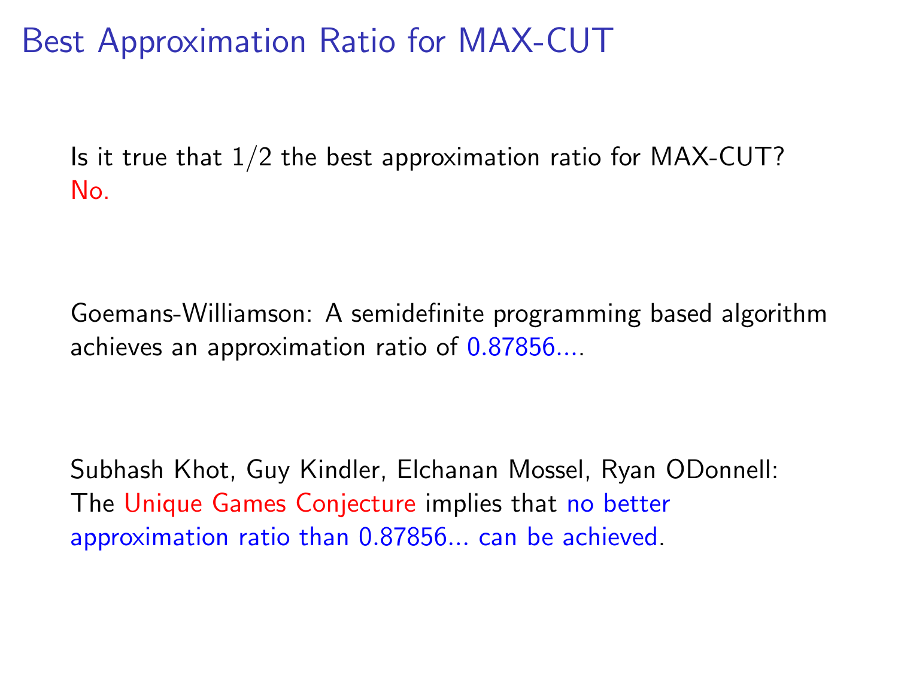# Best Approximation Ratio for MAX-CUT

Is it true that $1/2$ the best approximation ratio for MAX-CUT?
No.

Goemans-Williamson: A semidefinite programming based algorithm achieves an approximation ratio of 0.87856....

Subhash Khot, Guy Kindler, Elchanan Mossel, Ryan ODonnell:
The Unique Games Conjecture implies that no better approximation ratio than 0.87856... can be achieved.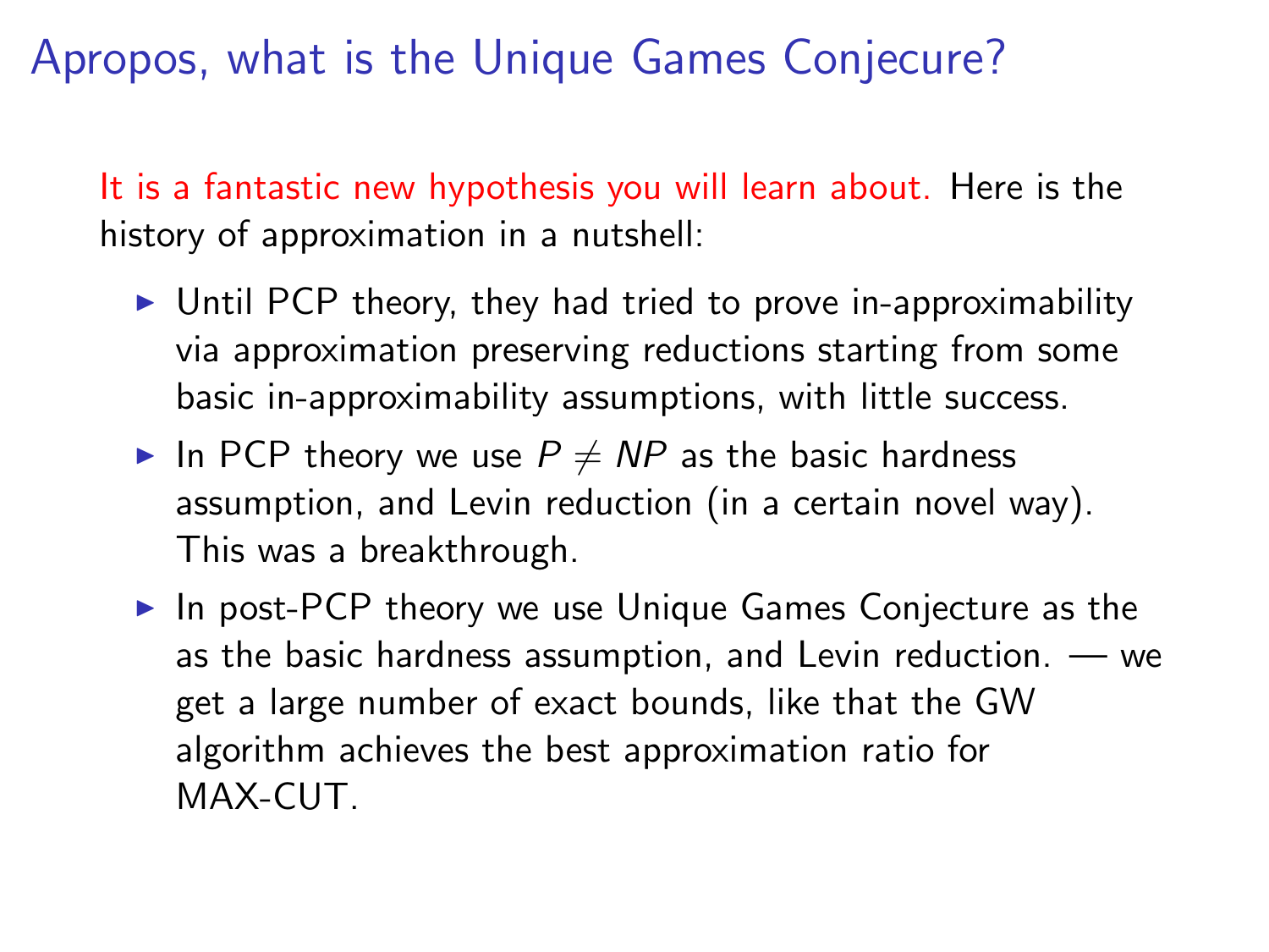# Apropos, what is the Unique Games Conjecure?

It is a fantastic new hypothesis you will learn about. Here is the history of approximation in a nutshell:

- Until PCP theory, they had tried to prove in-approximability via approximation preserving reductions starting from some basic in-approximability assumptions, with little success.
- In PCP theory we use $P \neq NP$ as the basic hardness assumption, and Levin reduction (in a certain novel way). This was a breakthrough.
- In post-PCP theory we use Unique Games Conjecture as the as the basic hardness assumption, and Levin reduction. — we get a large number of exact bounds, like that the GW algorithm achieves the best approximation ratio for MAX-CUT.